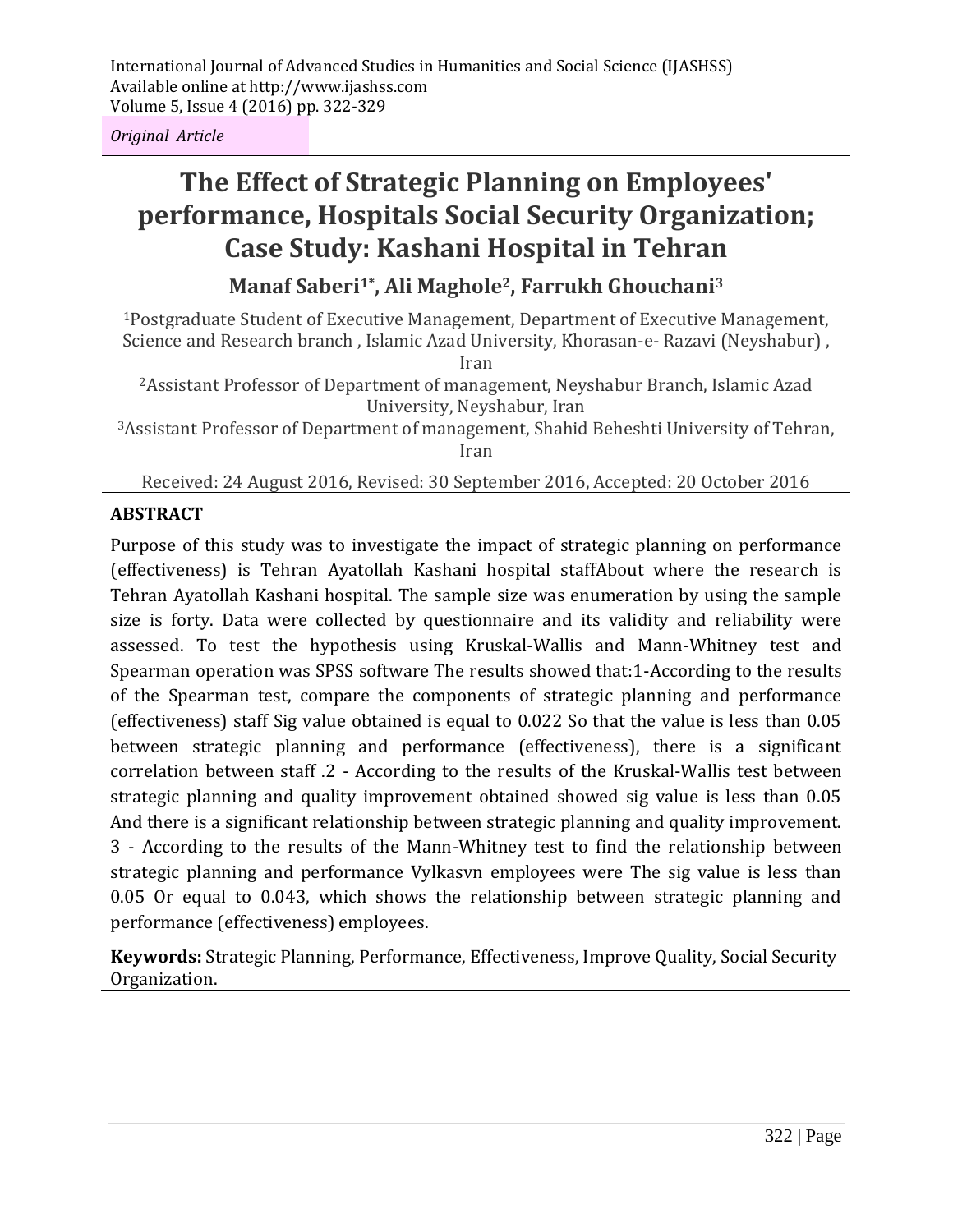*Original Article*

# The Effect of Strategic Planning on Employees' performance, Hospitals Social Security Organization; Case Study: Kashani Hospital in Tehran

**Manaf Saberi[1*], Ali Maghole[2], Farrukh Ghouchani[3]**

[1]Postgraduate Student of Executive Management, Department of Executive Management, Science and Research branch , Islamic Azad University, Khorasan-e- Razavi (Neyshabur) , Iran

[2]Assistant Professor of Department of management, Neyshabur Branch, Islamic Azad University, Neyshabur, Iran

[3]Assistant Professor of Department of management, Shahid Beheshti University of Tehran, Iran

Received: 24 August 2016, Revised: 30 September 2016, Accepted: 20 October 2016

## ABSTRACT

Purpose of this study was to investigate the impact of strategic planning on performance (effectiveness) is Tehran Ayatollah Kashani hospital staffAbout where the research is Tehran Ayatollah Kashani hospital. The sample size was enumeration by using the sample size is forty. Data were collected by questionnaire and its validity and reliability were assessed. To test the hypothesis using Kruskal-Wallis and Mann-Whitney test and Spearman operation was SPSS software The results showed that:1-According to the results of the Spearman test, compare the components of strategic planning and performance (effectiveness) staff Sig value obtained is equal to 0.022 So that the value is less than 0.05 between strategic planning and performance (effectiveness), there is a significant correlation between staff .2 - According to the results of the Kruskal-Wallis test between strategic planning and quality improvement obtained showed sig value is less than 0.05 And there is a significant relationship between strategic planning and quality improvement. 3 - According to the results of the Mann-Whitney test to find the relationship between strategic planning and performance Vylkasvn employees were The sig value is less than 0.05 Or equal to 0.043, which shows the relationship between strategic planning and performance (effectiveness) employees.

**Keywords:** Strategic Planning, Performance, Effectiveness, Improve Quality, Social Security Organization.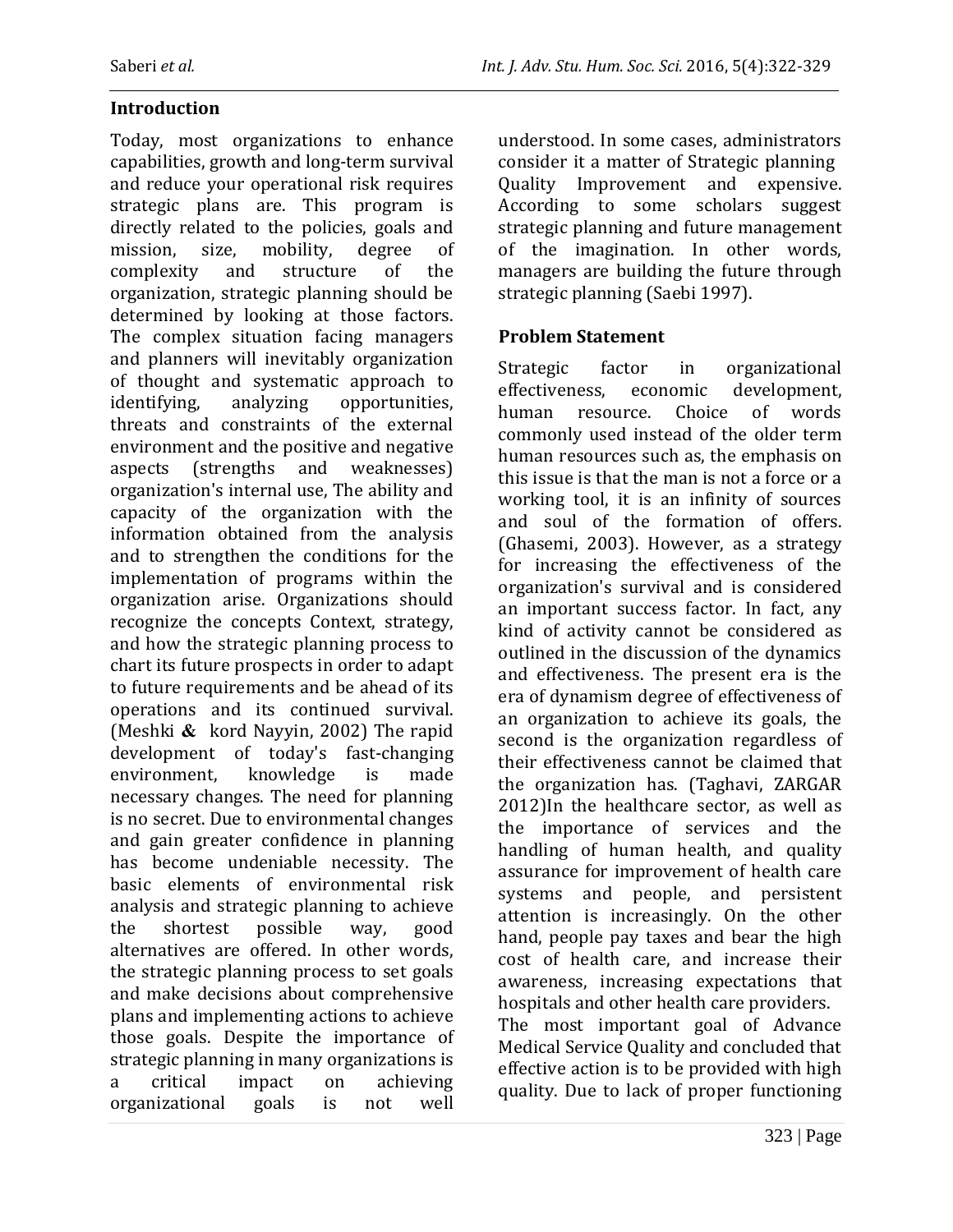## Introduction

Today, most organizations to enhance capabilities, growth and long-term survival and reduce your operational risk requires strategic plans are. This program is directly related to the policies, goals and mission, size, mobility, degree of complexity and structure of the organization, strategic planning should be determined by looking at those factors. The complex situation facing managers and planners will inevitably organization of thought and systematic approach to identifying, analyzing opportunities, threats and constraints of the external environment and the positive and negative aspects (strengths and weaknesses) organization's internal use, The ability and capacity of the organization with the information obtained from the analysis and to strengthen the conditions for the implementation of programs within the organization arise. Organizations should recognize the concepts Context, strategy, and how the strategic planning process to chart its future prospects in order to adapt to future requirements and be ahead of its operations and its continued survival. (Meshki **&** kord Nayyin, 2002) The rapid development of today's fast-changing environment, knowledge is made necessary changes. The need for planning is no secret. Due to environmental changes and gain greater confidence in planning has become undeniable necessity. The basic elements of environmental risk analysis and strategic planning to achieve the shortest possible way, good alternatives are offered. In other words, the strategic planning process to set goals and make decisions about comprehensive plans and implementing actions to achieve those goals. Despite the importance of strategic planning in many organizations is a critical impact on achieving organizational goals is not well understood. In some cases, administrators consider it a matter of Strategic planning Quality Improvement and expensive. According to some scholars suggest strategic planning and future management of the imagination. In other words, managers are building the future through strategic planning (Saebi 1997).

## Problem Statement

Strategic factor in organizational effectiveness, economic development, human resource. Choice of words commonly used instead of the older term human resources such as, the emphasis on this issue is that the man is not a force or a working tool, it is an infinity of sources and soul of the formation of offers. (Ghasemi, 2003). However, as a strategy for increasing the effectiveness of the organization's survival and is considered an important success factor. In fact, any kind of activity cannot be considered as outlined in the discussion of the dynamics and effectiveness. The present era is the era of dynamism degree of effectiveness of an organization to achieve its goals, the second is the organization regardless of their effectiveness cannot be claimed that the organization has. (Taghavi, ZARGAR 2012)In the healthcare sector, as well as the importance of services and the handling of human health, and quality assurance for improvement of health care systems and people, and persistent attention is increasingly. On the other hand, people pay taxes and bear the high cost of health care, and increase their awareness, increasing expectations that hospitals and other health care providers.

The most important goal of Advance Medical Service Quality and concluded that effective action is to be provided with high quality. Due to lack of proper functioning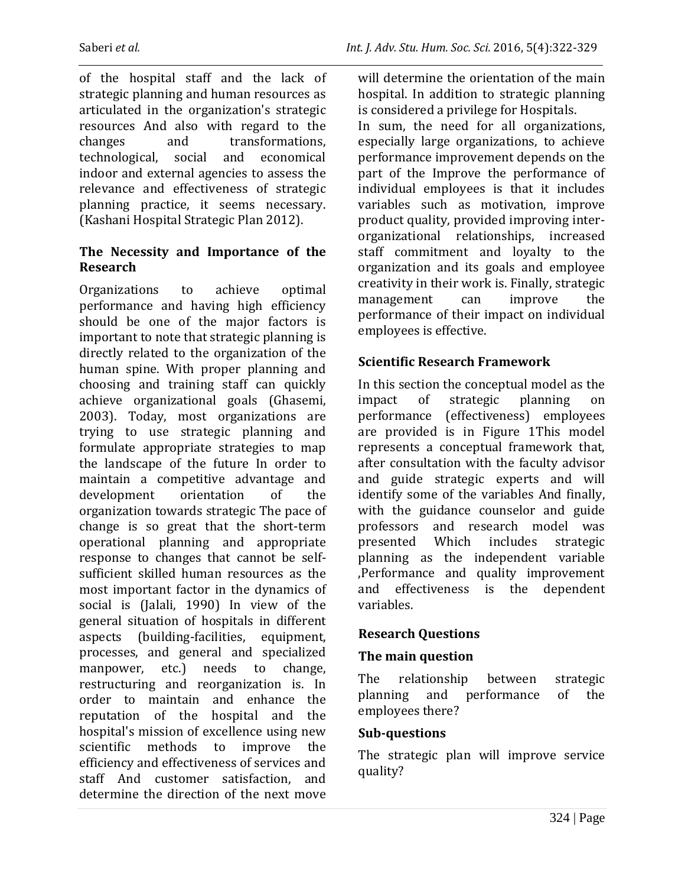of the hospital staff and the lack of strategic planning and human resources as articulated in the organization's strategic resources And also with regard to the changes and transformations, technological, social and economical indoor and external agencies to assess the relevance and effectiveness of strategic planning practice, it seems necessary. (Kashani Hospital Strategic Plan 2012).

### The Necessity and Importance of the Research

Organizations to achieve optimal performance and having high efficiency should be one of the major factors is important to note that strategic planning is directly related to the organization of the human spine. With proper planning and choosing and training staff can quickly achieve organizational goals (Ghasemi, 2003). Today, most organizations are trying to use strategic planning and formulate appropriate strategies to map the landscape of the future In order to maintain a competitive advantage and development orientation of the organization towards strategic The pace of change is so great that the short-term operational planning and appropriate response to changes that cannot be self-sufficient skilled human resources as the most important factor in the dynamics of social is (Jalali, 1990) In view of the general situation of hospitals in different aspects (building-facilities, equipment, processes, and general and specialized manpower, etc.) needs to change, restructuring and reorganization is. In order to maintain and enhance the reputation of the hospital and the hospital's mission of excellence using new scientific methods to improve the efficiency and effectiveness of services and staff And customer satisfaction, and determine the direction of the next move will determine the orientation of the main hospital. In addition to strategic planning is considered a privilege for Hospitals.

In sum, the need for all organizations, especially large organizations, to achieve performance improvement depends on the part of the Improve the performance of individual employees is that it includes variables such as motivation, improve product quality, provided improving inter-organizational relationships, increased staff commitment and loyalty to the organization and its goals and employee creativity in their work is. Finally, strategic management can improve the performance of their impact on individual employees is effective.

### Scientific Research Framework

In this section the conceptual model as the impact of strategic planning on performance (effectiveness) employees are provided is in Figure 1This model represents a conceptual framework that, after consultation with the faculty advisor and guide strategic experts and will identify some of the variables And finally, with the guidance counselor and guide professors and research model was presented Which includes strategic planning as the independent variable ,Performance and quality improvement and effectiveness is the dependent variables.

### Research Questions

#### The main question

The relationship between strategic planning and performance of the employees there?

#### Sub-questions

The strategic plan will improve service quality?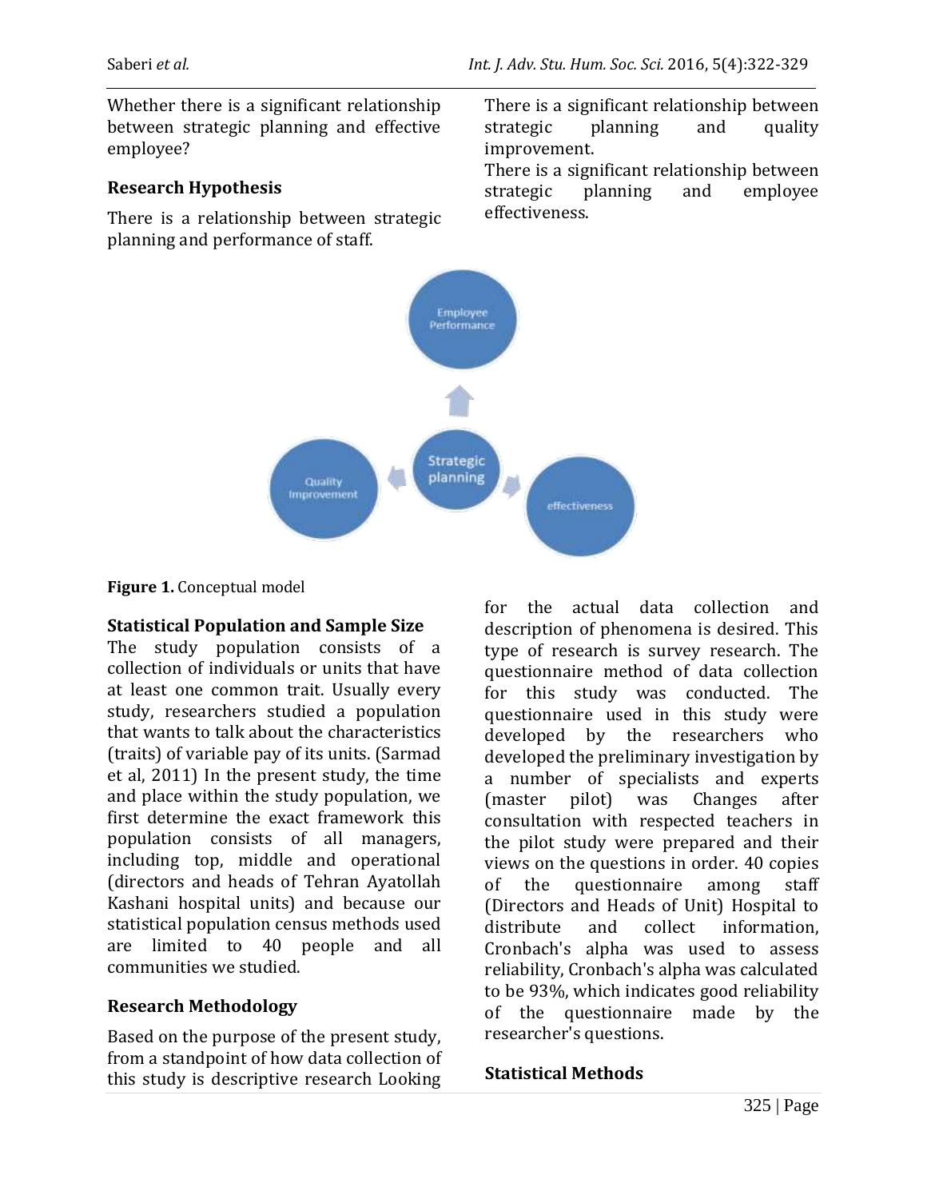Whether there is a significant relationship between strategic planning and effective employee?

**Research Hypothesis**

There is a relationship between strategic planning and performance of staff.

There is a significant relationship between strategic planning and quality improvement.

There is a significant relationship between strategic planning and employee effectiveness.

**Figure 1.** Conceptual model

**Statistical Population and Sample Size**

The study population consists of a collection of individuals or units that have at least one common trait. Usually every study, researchers studied a population that wants to talk about the characteristics (traits) of variable pay of its units. (Sarmad et al, 2011) In the present study, the time and place within the study population, we first determine the exact framework this population consists of all managers, including top, middle and operational (directors and heads of Tehran Ayatollah Kashani hospital units) and because our statistical population census methods used are limited to 40 people and all communities we studied.

**Research Methodology**

Based on the purpose of the present study, from a standpoint of how data collection of this study is descriptive research Looking for the actual data collection and description of phenomena is desired. This type of research is survey research. The questionnaire method of data collection for this study was conducted. The questionnaire used in this study were developed by the researchers who developed the preliminary investigation by a number of specialists and experts (master pilot) was Changes after consultation with respected teachers in the pilot study were prepared and their views on the questions in order. 40 copies of the questionnaire among staff (Directors and Heads of Unit) Hospital to distribute and collect information, Cronbach's alpha was used to assess reliability, Cronbach's alpha was calculated to be 93%, which indicates good reliability of the questionnaire made by the researcher's questions.

**Statistical Methods**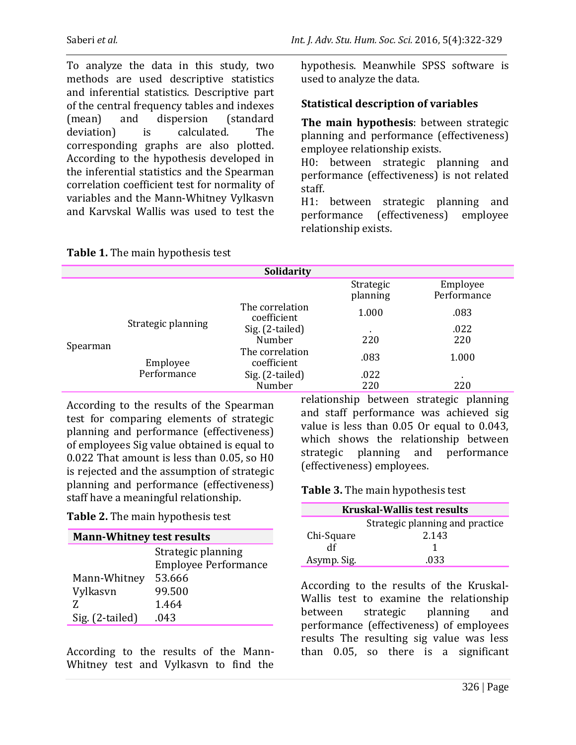To analyze the data in this study, two methods are used descriptive statistics and inferential statistics. Descriptive part of the central frequency tables and indexes (mean) and dispersion (standard deviation) is calculated. The corresponding graphs are also plotted. According to the hypothesis developed in the inferential statistics and the Spearman correlation coefficient test for normality of variables and the Mann-Whitney Vylkasvn and Karvskal Wallis was used to test the hypothesis. Meanwhile SPSS software is used to analyze the data.

### Statistical description of variables

**The main hypothesis**: between strategic planning and performance (effectiveness) employee relationship exists.
H0: between strategic planning and performance (effectiveness) is not related staff.
H1: between strategic planning and performance (effectiveness) employee relationship exists.

**Table 1.** The main hypothesis test

| Solidarity | | | | |
|---|---|---|---|---|
| | | | Strategic planning | Employee Performance |
| Spearman | Strategic planning | The correlation coefficient | 1.000 | .083 |
| | | Sig. (2-tailed) | . | .022 |
| | | Number | 220 | 220 |
| | Employee Performance | The correlation coefficient | .083 | 1.000 |
| | | Sig. (2-tailed) | .022 | . |
| | | Number | 220 | 220 |

According to the results of the Spearman test for comparing elements of strategic planning and performance (effectiveness) of employees Sig value obtained is equal to 0.022 That amount is less than 0.05, so H0 is rejected and the assumption of strategic planning and performance (effectiveness) staff have a meaningful relationship.

**Table 2.** The main hypothesis test

| Mann-Whitney test results | |
|---|---|
| | Strategic planning Employee Performance |
| Mann-Whitney | 53.666 |
| Vylkasvn | 99.500 |
| Z | 1.464 |
| Sig. (2-tailed) | .043 |

According to the results of the Mann-Whitney test and Vylkasvn to find the relationship between strategic planning and staff performance was achieved sig value is less than 0.05 Or equal to 0.043, which shows the relationship between strategic planning and performance (effectiveness) employees.

**Table 3.** The main hypothesis test

| Kruskal-Wallis test results | |
|---|---|
| | Strategic planning and practice |
| Chi-Square | 2.143 |
| df | 1 |
| Asymp. Sig. | .033 |

According to the results of the Kruskal-Wallis test to examine the relationship between strategic planning and performance (effectiveness) of employees results The resulting sig value was less than 0.05, so there is a significant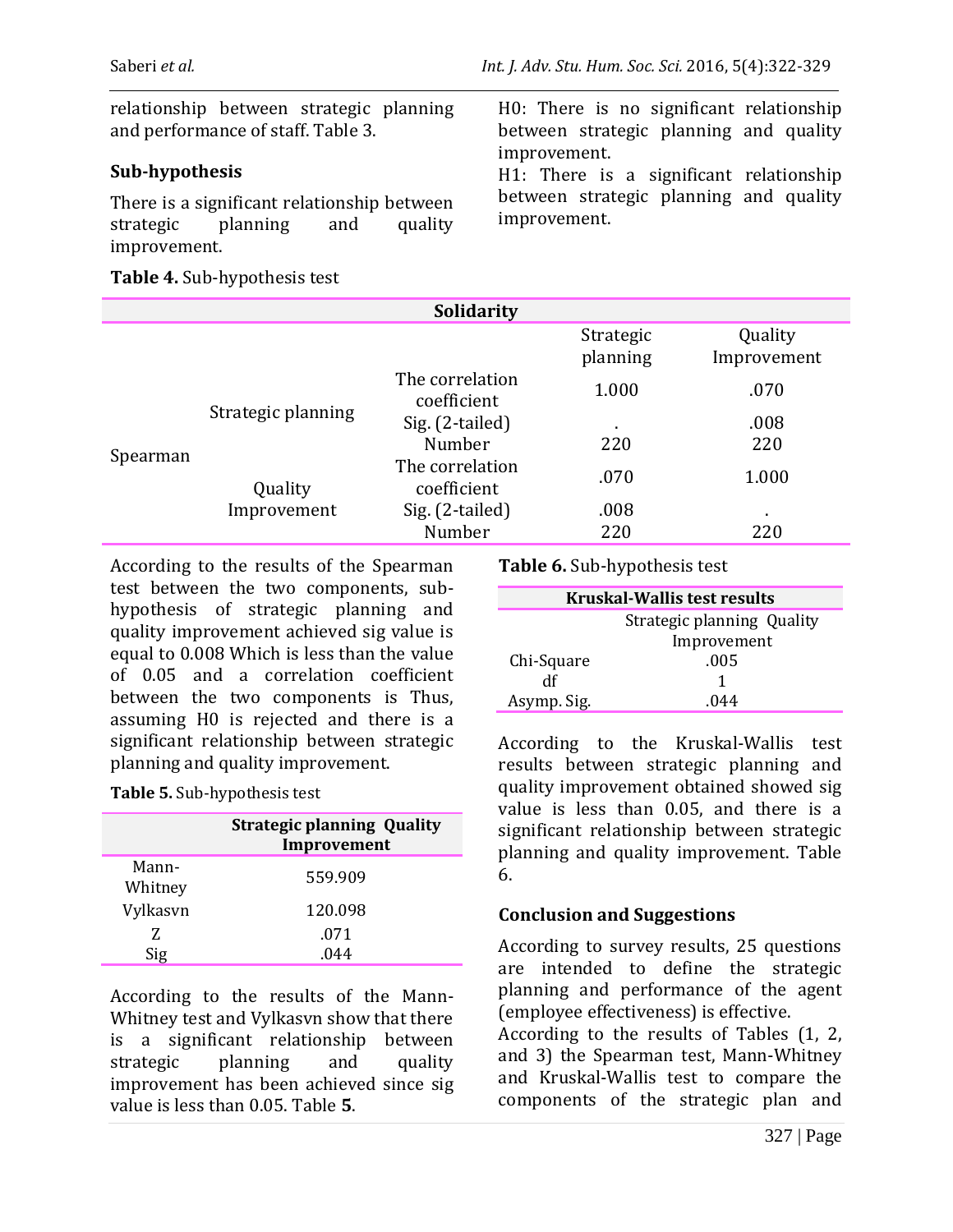relationship between strategic planning and performance of staff. Table 3.

### Sub-hypothesis

There is a significant relationship between strategic planning and quality improvement.

H0: There is no significant relationship between strategic planning and quality improvement.
H1: There is a significant relationship between strategic planning and quality improvement.

**Table 4.** Sub-hypothesis test

| Solidarity | | | | |
|---|---|---|---|---|
| | | | Strategic planning | Quality Improvement |
| Spearman | Strategic planning | The correlation coefficient | 1.000 | .070 |
| | | Sig. (2-tailed) | . | .008 |
| | | Number | 220 | 220 |
| | Quality Improvement | The correlation coefficient | .070 | 1.000 |
| | | Sig. (2-tailed) | .008 | . |
| | | Number | 220 | 220 |

According to the results of the Spearman test between the two components, sub-hypothesis of strategic planning and quality improvement achieved sig value is equal to 0.008 Which is less than the value of 0.05 and a correlation coefficient between the two components is Thus, assuming H0 is rejected and there is a significant relationship between strategic planning and quality improvement.

**Table 5.** Sub-hypothesis test

| | Strategic planning Quality Improvement |
|---|---|
| Mann-Whitney | 559.909 |
| Vylkasvn | 120.098 |
| Z | .071 |
| Sig | .044 |

According to the results of the Mann-Whitney test and Vylkasvn show that there is a significant relationship between strategic planning and quality improvement has been achieved since sig value is less than 0.05. Table **5**.

**Table 6.** Sub-hypothesis test

| Kruskal-Wallis test results | |
|---|---|
| | Strategic planning Quality Improvement |
| Chi-Square | .005 |
| df | 1 |
| Asymp. Sig. | .044 |

According to the Kruskal-Wallis test results between strategic planning and quality improvement obtained showed sig value is less than 0.05, and there is a significant relationship between strategic planning and quality improvement. Table 6.

### Conclusion and Suggestions

According to survey results, 25 questions are intended to define the strategic planning and performance of the agent (employee effectiveness) is effective.
According to the results of Tables (1, 2, and 3) the Spearman test, Mann-Whitney and Kruskal-Wallis test to compare the components of the strategic plan and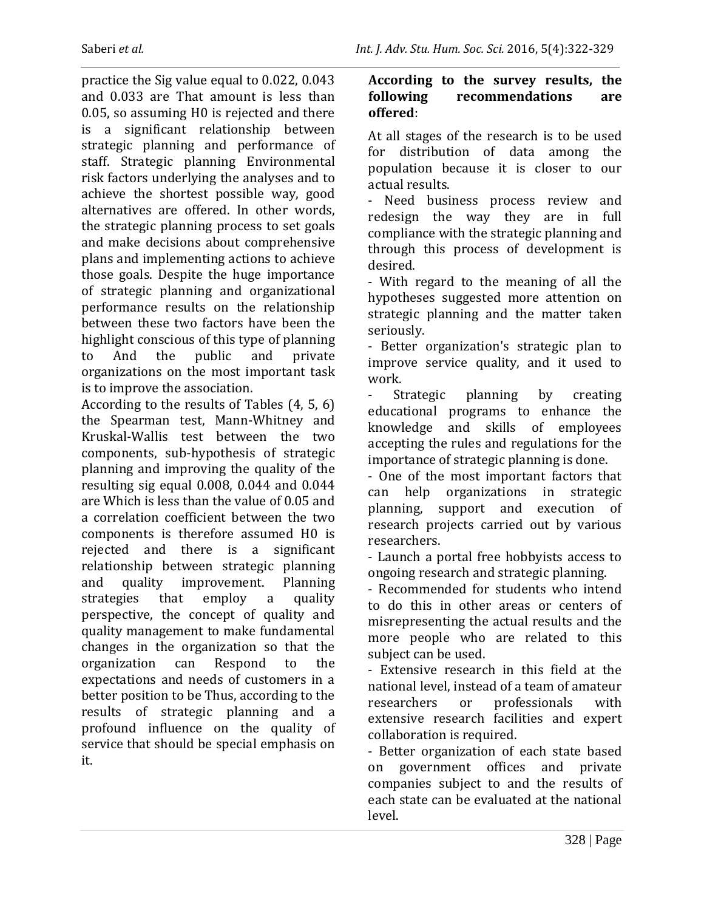practice the Sig value equal to 0.022, 0.043 and 0.033 are That amount is less than 0.05, so assuming H0 is rejected and there is a significant relationship between strategic planning and performance of staff. Strategic planning Environmental risk factors underlying the analyses and to achieve the shortest possible way, good alternatives are offered. In other words, the strategic planning process to set goals and make decisions about comprehensive plans and implementing actions to achieve those goals. Despite the huge importance of strategic planning and organizational performance results on the relationship between these two factors have been the highlight conscious of this type of planning to And the public and private organizations on the most important task is to improve the association.

According to the results of Tables (4, 5, 6) the Spearman test, Mann-Whitney and Kruskal-Wallis test between the two components, sub-hypothesis of strategic planning and improving the quality of the resulting sig equal 0.008, 0.044 and 0.044 are Which is less than the value of 0.05 and a correlation coefficient between the two components is therefore assumed H0 is rejected and there is a significant relationship between strategic planning and quality improvement. Planning strategies that employ a quality perspective, the concept of quality and quality management to make fundamental changes in the organization so that the organization can Respond to the expectations and needs of customers in a better position to be Thus, according to the results of strategic planning and a profound influence on the quality of service that should be special emphasis on it.

**According to the survey results, the following recommendations are offered**:

At all stages of the research is to be used for distribution of data among the population because it is closer to our actual results.

- Need business process review and redesign the way they are in full compliance with the strategic planning and through this process of development is desired.
- With regard to the meaning of all the hypotheses suggested more attention on strategic planning and the matter taken seriously.
- Better organization's strategic plan to improve service quality, and it used to work.
- Strategic planning by creating educational programs to enhance the knowledge and skills of employees accepting the rules and regulations for the importance of strategic planning is done.
- One of the most important factors that can help organizations in strategic planning, support and execution of research projects carried out by various researchers.
- Launch a portal free hobbyists access to ongoing research and strategic planning.
- Recommended for students who intend to do this in other areas or centers of misrepresenting the actual results and the more people who are related to this subject can be used.
- Extensive research in this field at the national level, instead of a team of amateur researchers or professionals with extensive research facilities and expert collaboration is required.
- Better organization of each state based on government offices and private companies subject to and the results of each state can be evaluated at the national level.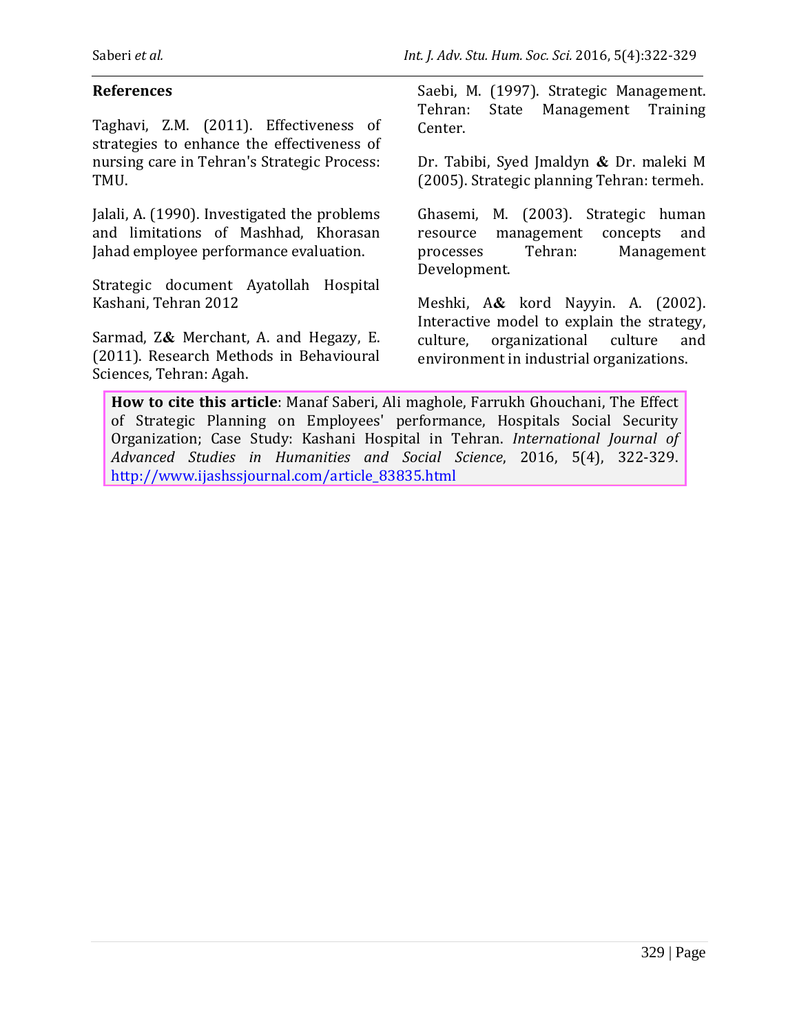## References

Taghavi, Z.M. (2011). Effectiveness of strategies to enhance the effectiveness of nursing care in Tehran's Strategic Process: TMU.

Jalali, A. (1990). Investigated the problems and limitations of Mashhad, Khorasan Jahad employee performance evaluation.

Strategic document Ayatollah Hospital Kashani, Tehran 2012

Sarmad, Z**&** Merchant, A. and Hegazy, E. (2011). Research Methods in Behavioural Sciences, Tehran: Agah.

Saebi, M. (1997). Strategic Management. Tehran: State Management Training Center.

Dr. Tabibi, Syed Jmaldyn **&** Dr. maleki M (2005). Strategic planning Tehran: termeh.

Ghasemi, M. (2003). Strategic human resource management concepts and processes Tehran: Management Development.

Meshki, A**&** kord Nayyin. A. (2002). Interactive model to explain the strategy, culture, organizational culture and environment in industrial organizations.

**How to cite this article**: Manaf Saberi, Ali maghole, Farrukh Ghouchani, The Effect of Strategic Planning on Employees' performance, Hospitals Social Security Organization; Case Study: Kashani Hospital in Tehran. *International Journal of Advanced Studies in Humanities and Social Science*, 2016, 5(4), 322-329. http://www.ijashssjournal.com/article_83835.html